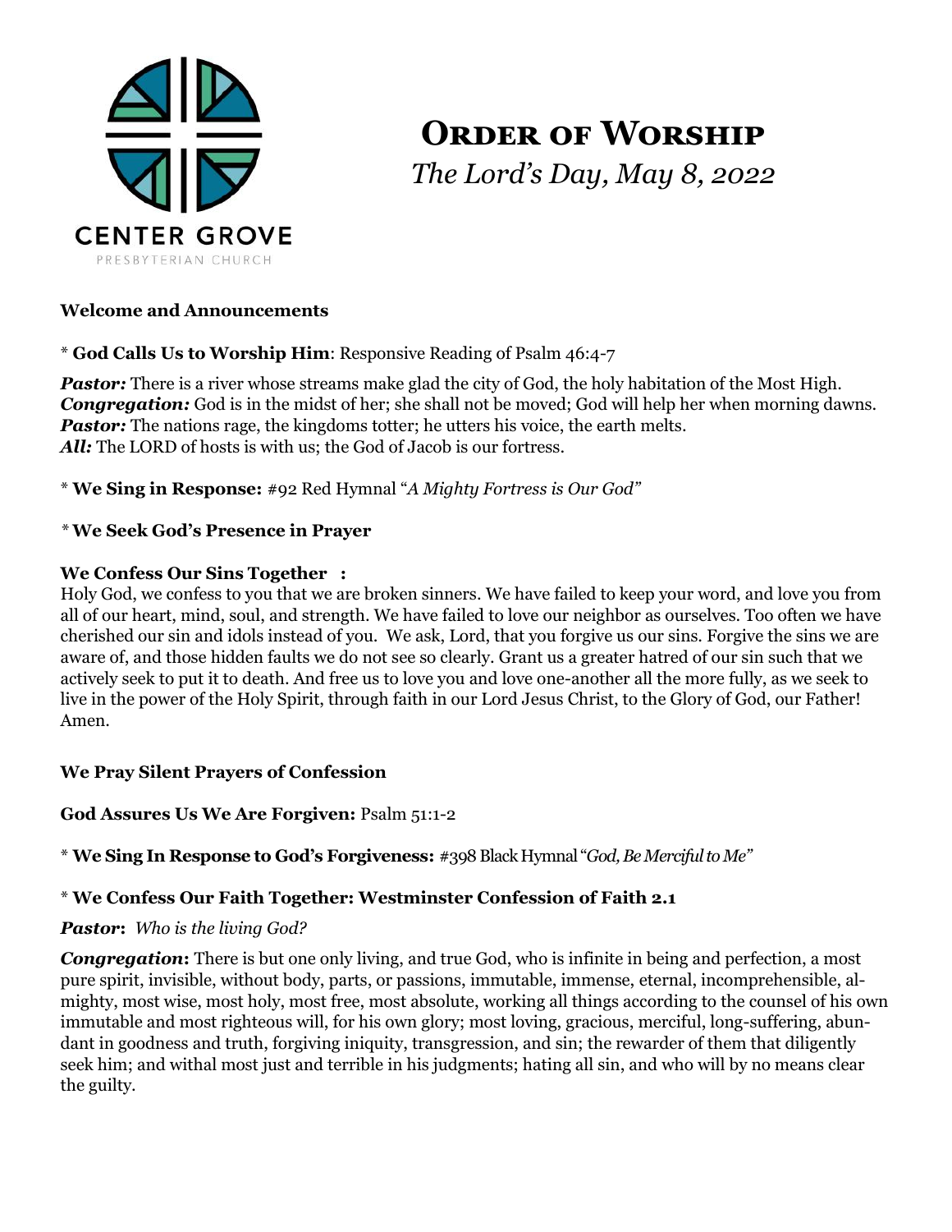CENTER GROVE
PRESBYTERIAN CHURCH

# Order of Worship

*The Lord's Day, May 8, 2022*

**Welcome and Announcements**

\* **God Calls Us to Worship Him**: Responsive Reading of Psalm 46:4-7

***Pastor:*** There is a river whose streams make glad the city of God, the holy habitation of the Most High.
***Congregation:*** God is in the midst of her; she shall not be moved; God will help her when morning dawns.
***Pastor:*** The nations rage, the kingdoms totter; he utters his voice, the earth melts.
***All:*** The LORD of hosts is with us; the God of Jacob is our fortress.

\* **We Sing in Response:** #92 Red Hymnal "*A Mighty Fortress is Our God"*

\* **We Seek God's Presence in Prayer**

**We Confess Our Sins Together :**
Holy God, we confess to you that we are broken sinners. We have failed to keep your word, and love you from all of our heart, mind, soul, and strength. We have failed to love our neighbor as ourselves. Too often we have cherished our sin and idols instead of you. We ask, Lord, that you forgive us our sins. Forgive the sins we are aware of, and those hidden faults we do not see so clearly. Grant us a greater hatred of our sin such that we actively seek to put it to death. And free us to love you and love one-another all the more fully, as we seek to live in the power of the Holy Spirit, through faith in our Lord Jesus Christ, to the Glory of God, our Father! Amen.

**We Pray Silent Prayers of Confession**

**God Assures Us We Are Forgiven:** Psalm 51:1-2

\* **We Sing In Response to God's Forgiveness:** #398 Black Hymnal "*God, Be Merciful to Me"*

\* **We Confess Our Faith Together: Westminster Confession of Faith 2.1**

***Pastor*:** *Who is the living God?*

***Congregation*:** There is but one only living, and true God, who is infinite in being and perfection, a most pure spirit, invisible, without body, parts, or passions, immutable, immense, eternal, incomprehensible, almighty, most wise, most holy, most free, most absolute, working all things according to the counsel of his own immutable and most righteous will, for his own glory; most loving, gracious, merciful, long-suffering, abundant in goodness and truth, forgiving iniquity, transgression, and sin; the rewarder of them that diligently seek him; and withal most just and terrible in his judgments; hating all sin, and who will by no means clear the guilty.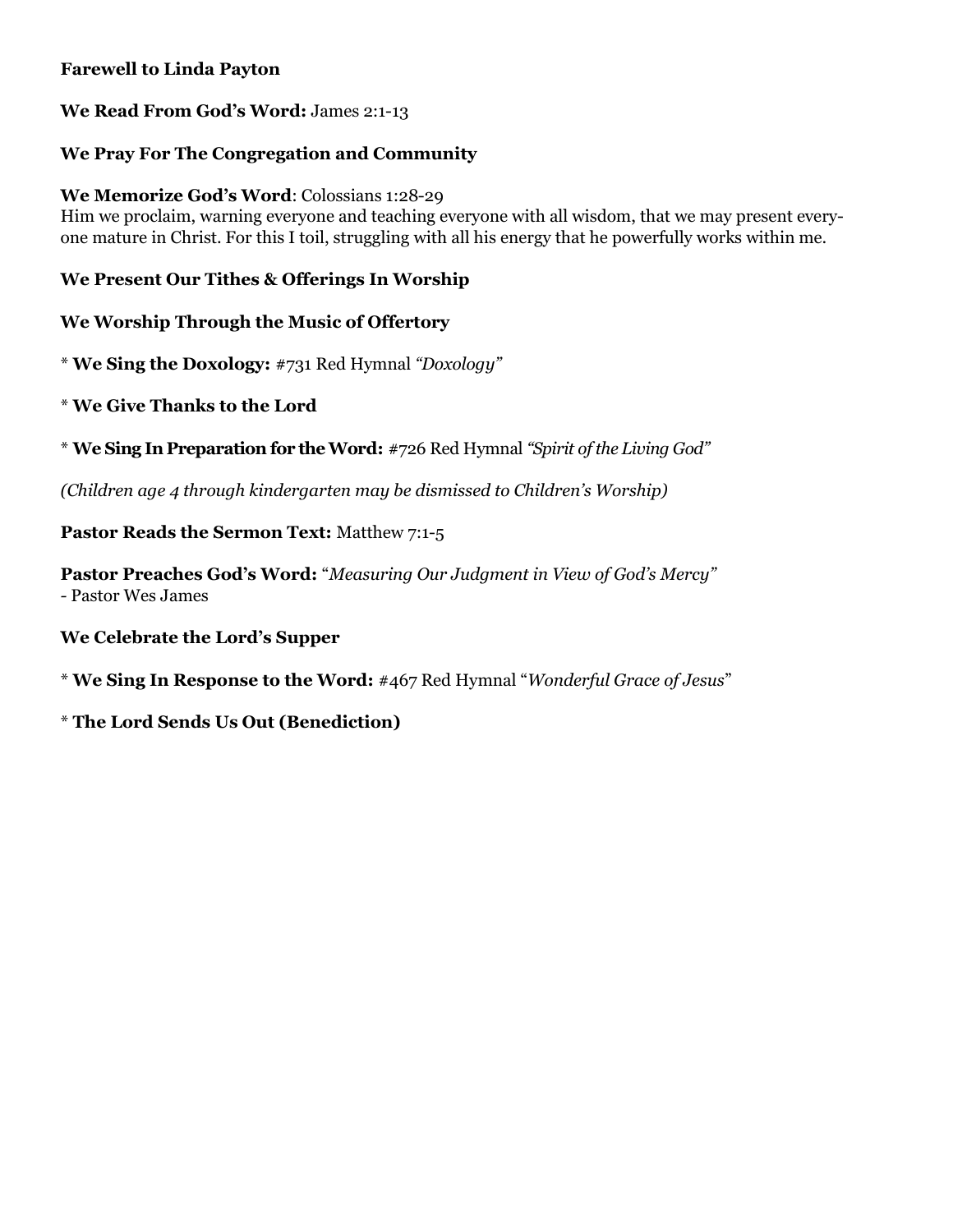**Farewell to Linda Payton**

**We Read From God's Word:** James 2:1-13

**We Pray For The Congregation and Community**

**We Memorize God's Word**: Colossians 1:28-29
Him we proclaim, warning everyone and teaching everyone with all wisdom, that we may present everyone mature in Christ. For this I toil, struggling with all his energy that he powerfully works within me.

**We Present Our Tithes & Offerings In Worship**

**We Worship Through the Music of Offertory**

* **We Sing the Doxology:** #731 Red Hymnal *"Doxology"*

* **We Give Thanks to the Lord**

* **We Sing In Preparation for the Word:** #726 Red Hymnal *"Spirit of the Living God"*

*(Children age 4 through kindergarten may be dismissed to Children's Worship)*

**Pastor Reads the Sermon Text:** Matthew 7:1-5

**Pastor Preaches God's Word:** "*Measuring Our Judgment in View of God's Mercy"*
- Pastor Wes James

**We Celebrate the Lord's Supper**

* **We Sing In Response to the Word:** #467 Red Hymnal "*Wonderful Grace of Jesus*"

* **The Lord Sends Us Out (Benediction)**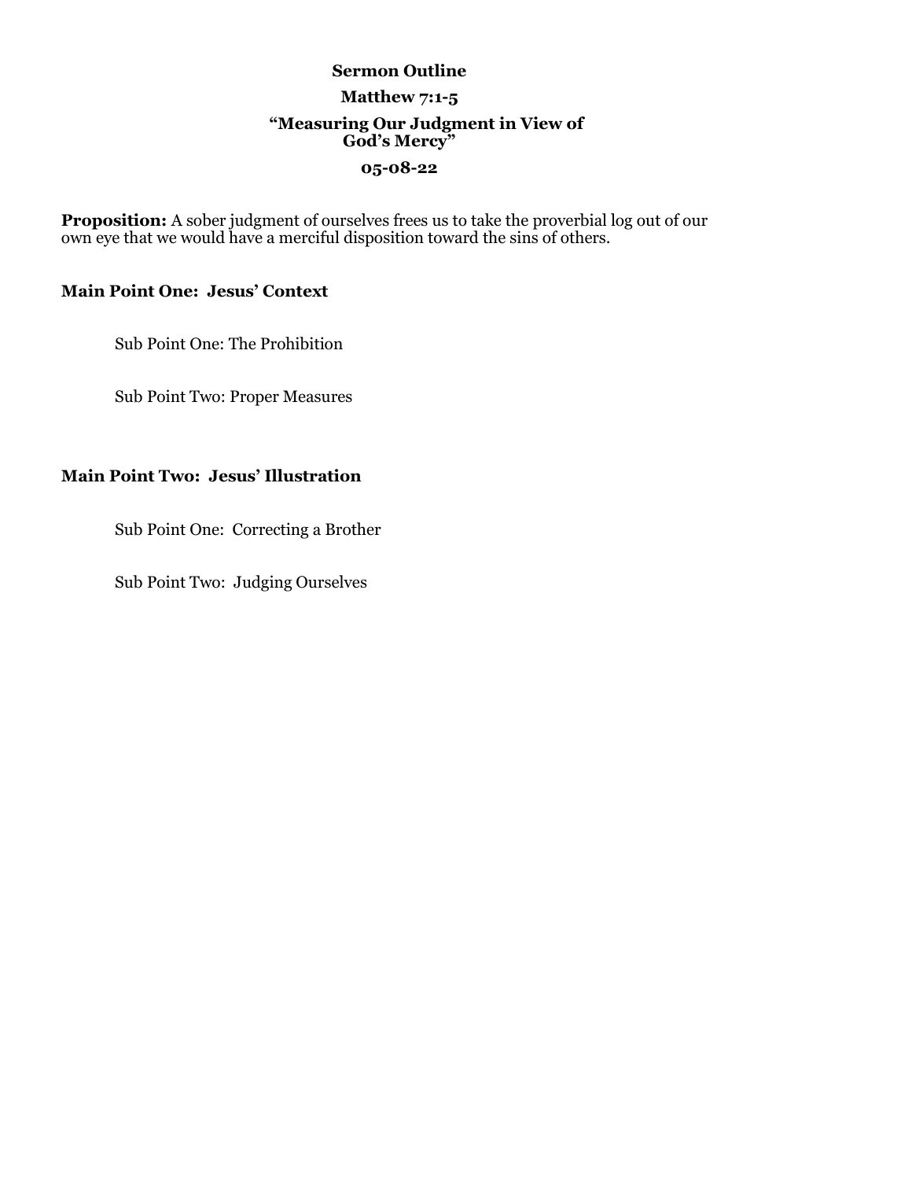# Sermon Outline

## Matthew 7:1-5

## "Measuring Our Judgment in View of God's Mercy"

## 05-08-22

**Proposition:** A sober judgment of ourselves frees us to take the proverbial log out of our own eye that we would have a merciful disposition toward the sins of others.

**Main Point One: Jesus' Context**

Sub Point One: The Prohibition

Sub Point Two: Proper Measures

**Main Point Two: Jesus' Illustration**

Sub Point One: Correcting a Brother

Sub Point Two: Judging Ourselves